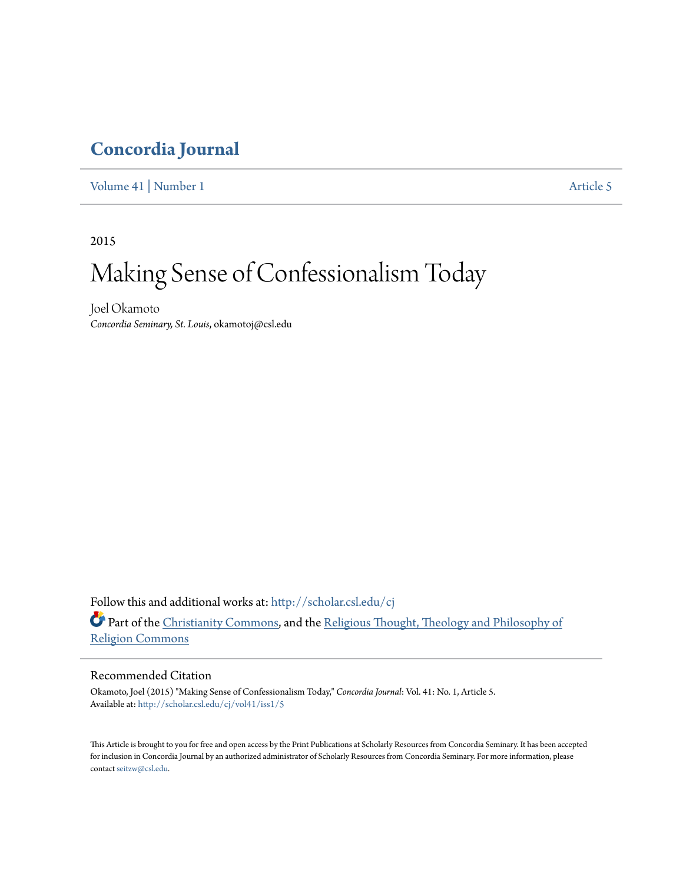# Concordia Journal

Volume 41 | Number 1 Article 5

2015

# Making Sense of Confessionalism Today

Joel Okamoto
*Concordia Seminary, St. Louis*, okamotoj@csl.edu

Follow this and additional works at: http://scholar.csl.edu/cj

Part of the Christianity Commons, and the Religious Thought, Theology and Philosophy of Religion Commons

## Recommended Citation

Okamoto, Joel (2015) "Making Sense of Confessionalism Today," *Concordia Journal*: Vol. 41: No. 1, Article 5.
Available at: http://scholar.csl.edu/cj/vol41/iss1/5

This Article is brought to you for free and open access by the Print Publications at Scholarly Resources from Concordia Seminary. It has been accepted for inclusion in Concordia Journal by an authorized administrator of Scholarly Resources from Concordia Seminary. For more information, please contact seitzw@csl.edu.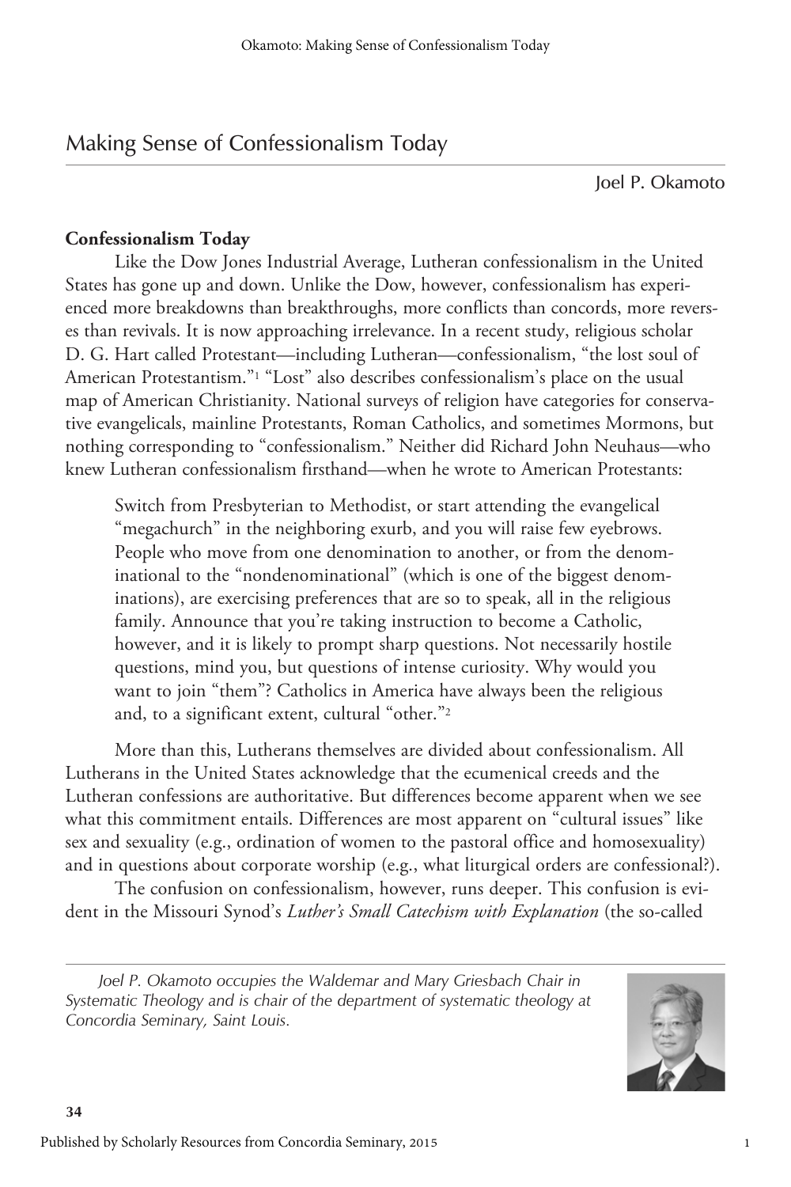## Making Sense of Confessionalism Today

Joel P. Okamoto

### Confessionalism Today

Like the Dow Jones Industrial Average, Lutheran confessionalism in the United States has gone up and down. Unlike the Dow, however, confessionalism has experienced more breakdowns than breakthroughs, more conflicts than concords, more reverses than revivals. It is now approaching irrelevance. In a recent study, religious scholar D. G. Hart called Protestant—including Lutheran—confessionalism, "the lost soul of American Protestantism."[1] "Lost" also describes confessionalism's place on the usual map of American Christianity. National surveys of religion have categories for conservative evangelicals, mainline Protestants, Roman Catholics, and sometimes Mormons, but nothing corresponding to "confessionalism." Neither did Richard John Neuhaus—who knew Lutheran confessionalism firsthand—when he wrote to American Protestants:

> Switch from Presbyterian to Methodist, or start attending the evangelical "megachurch" in the neighboring exurb, and you will raise few eyebrows. People who move from one denomination to another, or from the denominational to the "nondenominational" (which is one of the biggest denominations), are exercising preferences that are so to speak, all in the religious family. Announce that you're taking instruction to become a Catholic, however, and it is likely to prompt sharp questions. Not necessarily hostile questions, mind you, but questions of intense curiosity. Why would you want to join "them"? Catholics in America have always been the religious and, to a significant extent, cultural "other."[2]

More than this, Lutherans themselves are divided about confessionalism. All Lutherans in the United States acknowledge that the ecumenical creeds and the Lutheran confessions are authoritative. But differences become apparent when we see what this commitment entails. Differences are most apparent on "cultural issues" like sex and sexuality (e.g., ordination of women to the pastoral office and homosexuality) and in questions about corporate worship (e.g., what liturgical orders are confessional?).

The confusion on confessionalism, however, runs deeper. This confusion is evident in the Missouri Synod's *Luther's Small Catechism with Explanation* (the so-called

---

*Joel P. Okamoto occupies the Waldemar and Mary Griesbach Chair in Systematic Theology and is chair of the department of systematic theology at Concordia Seminary, Saint Louis.*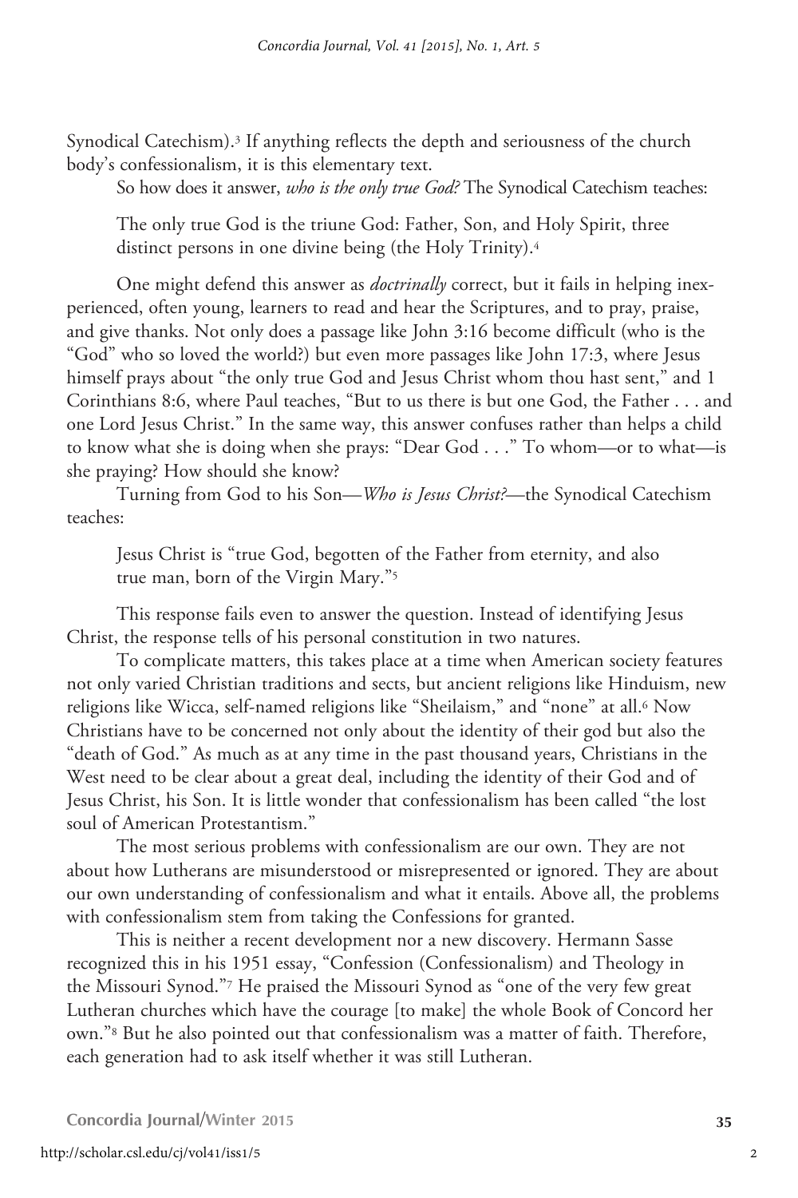Synodical Catechism).[3] If anything reflects the depth and seriousness of the church body's confessionalism, it is this elementary text.

So how does it answer, *who is the only true God?* The Synodical Catechism teaches:

> The only true God is the triune God: Father, Son, and Holy Spirit, three distinct persons in one divine being (the Holy Trinity).[4]

One might defend this answer as *doctrinally* correct, but it fails in helping inexperienced, often young, learners to read and hear the Scriptures, and to pray, praise, and give thanks. Not only does a passage like John 3:16 become difficult (who is the "God" who so loved the world?) but even more passages like John 17:3, where Jesus himself prays about "the only true God and Jesus Christ whom thou hast sent," and 1 Corinthians 8:6, where Paul teaches, "But to us there is but one God, the Father . . . and one Lord Jesus Christ." In the same way, this answer confuses rather than helps a child to know what she is doing when she prays: "Dear God . . ." To whom—or to what—is she praying? How should she know?

Turning from God to his Son—*Who is Jesus Christ?*—the Synodical Catechism teaches:

> Jesus Christ is "true God, begotten of the Father from eternity, and also true man, born of the Virgin Mary."[5]

This response fails even to answer the question. Instead of identifying Jesus Christ, the response tells of his personal constitution in two natures.

To complicate matters, this takes place at a time when American society features not only varied Christian traditions and sects, but ancient religions like Hinduism, new religions like Wicca, self-named religions like "Sheilaism," and "none" at all.[6] Now Christians have to be concerned not only about the identity of their god but also the "death of God." As much as at any time in the past thousand years, Christians in the West need to be clear about a great deal, including the identity of their God and of Jesus Christ, his Son. It is little wonder that confessionalism has been called "the lost soul of American Protestantism."

The most serious problems with confessionalism are our own. They are not about how Lutherans are misunderstood or misrepresented or ignored. They are about our own understanding of confessionalism and what it entails. Above all, the problems with confessionalism stem from taking the Confessions for granted.

This is neither a recent development nor a new discovery. Hermann Sasse recognized this in his 1951 essay, "Confession (Confessionalism) and Theology in the Missouri Synod."[7] He praised the Missouri Synod as "one of the very few great Lutheran churches which have the courage [to make] the whole Book of Concord her own."[8] But he also pointed out that confessionalism was a matter of faith. Therefore, each generation had to ask itself whether it was still Lutheran.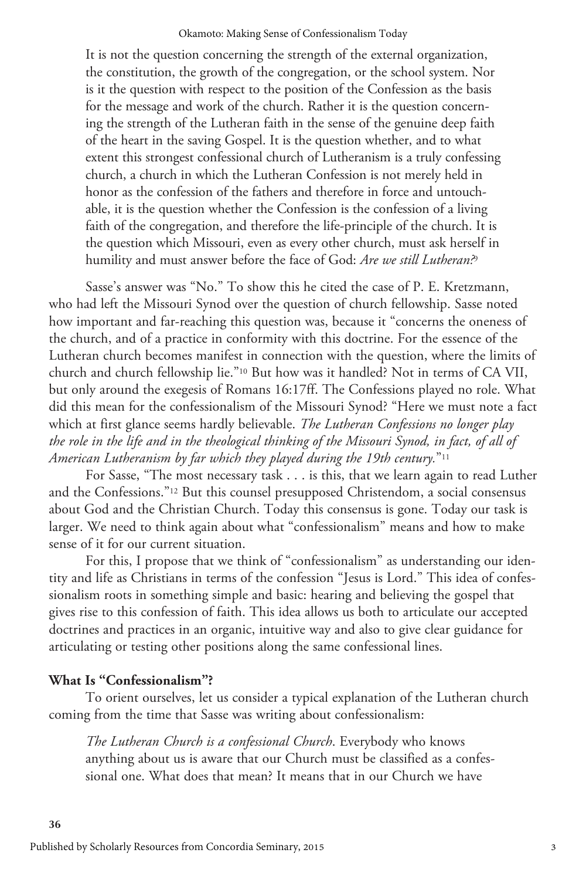> It is not the question concerning the strength of the external organization, the constitution, the growth of the congregation, or the school system. Nor is it the question with respect to the position of the Confession as the basis for the message and work of the church. Rather it is the question concerning the strength of the Lutheran faith in the sense of the genuine deep faith of the heart in the saving Gospel. It is the question whether, and to what extent this strongest confessional church of Lutheranism is a truly confessing church, a church in which the Lutheran Confession is not merely held in honor as the confession of the fathers and therefore in force and untouchable, it is the question whether the Confession is the confession of a living faith of the congregation, and therefore the life-principle of the church. It is the question which Missouri, even as every other church, must ask herself in humility and must answer before the face of God: *Are we still Lutheran?*[9]

Sasse's answer was "No." To show this he cited the case of P. E. Kretzmann, who had left the Missouri Synod over the question of church fellowship. Sasse noted how important and far-reaching this question was, because it "concerns the oneness of the church, and of a practice in conformity with this doctrine. For the essence of the Lutheran church becomes manifest in connection with the question, where the limits of church and church fellowship lie."[10] But how was it handled? Not in terms of CA VII, but only around the exegesis of Romans 16:17ff. The Confessions played no role. What did this mean for the confessionalism of the Missouri Synod? "Here we must note a fact which at first glance seems hardly believable. *The Lutheran Confessions no longer play the role in the life and in the theological thinking of the Missouri Synod, in fact, of all of American Lutheranism by far which they played during the 19th century.*"[11]

For Sasse, "The most necessary task . . . is this, that we learn again to read Luther and the Confessions."[12] But this counsel presupposed Christendom, a social consensus about God and the Christian Church. Today this consensus is gone. Today our task is larger. We need to think again about what "confessionalism" means and how to make sense of it for our current situation.

For this, I propose that we think of "confessionalism" as understanding our identity and life as Christians in terms of the confession "Jesus is Lord." This idea of confessionalism roots in something simple and basic: hearing and believing the gospel that gives rise to this confession of faith. This idea allows us both to articulate our accepted doctrines and practices in an organic, intuitive way and also to give clear guidance for articulating or testing other positions along the same confessional lines.

## What Is "Confessionalism"?

To orient ourselves, let us consider a typical explanation of the Lutheran church coming from the time that Sasse was writing about confessionalism:

> *The Lutheran Church is a confessional Church*. Everybody who knows anything about us is aware that our Church must be classified as a confessional one. What does that mean? It means that in our Church we have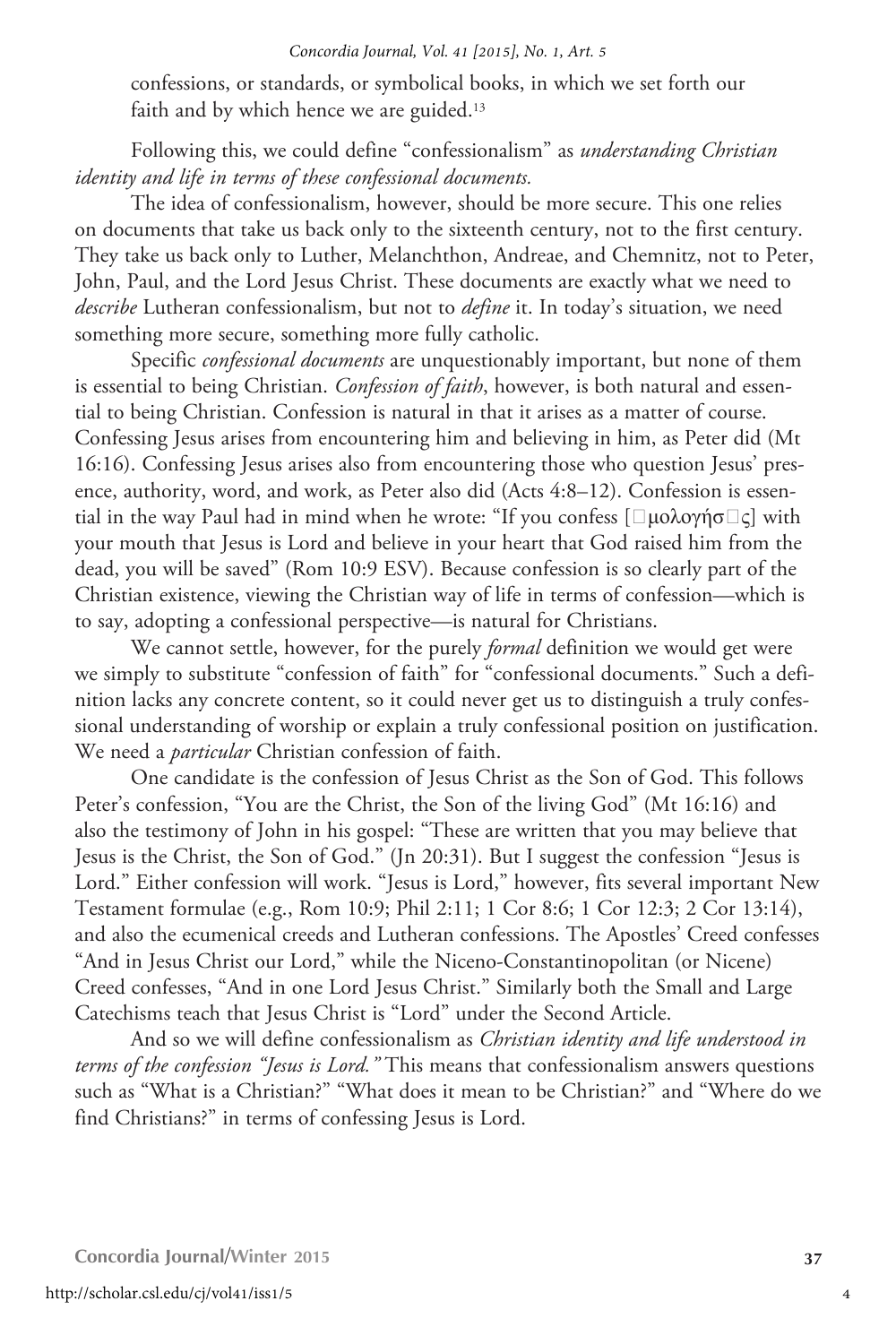confessions, or standards, or symbolical books, in which we set forth our faith and by which hence we are guided.[13]

Following this, we could define "confessionalism" as *understanding Christian identity and life in terms of these confessional documents.*

The idea of confessionalism, however, should be more secure. This one relies on documents that take us back only to the sixteenth century, not to the first century. They take us back only to Luther, Melanchthon, Andreae, and Chemnitz, not to Peter, John, Paul, and the Lord Jesus Christ. These documents are exactly what we need to *describe* Lutheran confessionalism, but not to *define* it. In today's situation, we need something more secure, something more fully catholic.

Specific *confessional documents* are unquestionably important, but none of them is essential to being Christian. *Confession of faith*, however, is both natural and essential to being Christian. Confession is natural in that it arises as a matter of course. Confessing Jesus arises from encountering him and believing in him, as Peter did (Mt 16:16). Confessing Jesus arises also from encountering those who question Jesus' presence, authority, word, and work, as Peter also did (Acts 4:8–12). Confession is essential in the way Paul had in mind when he wrote: "If you confess [ὁμολογήσῃς] with your mouth that Jesus is Lord and believe in your heart that God raised him from the dead, you will be saved" (Rom 10:9 ESV). Because confession is so clearly part of the Christian existence, viewing the Christian way of life in terms of confession—which is to say, adopting a confessional perspective—is natural for Christians.

We cannot settle, however, for the purely *formal* definition we would get were we simply to substitute "confession of faith" for "confessional documents." Such a definition lacks any concrete content, so it could never get us to distinguish a truly confessional understanding of worship or explain a truly confessional position on justification. We need a *particular* Christian confession of faith.

One candidate is the confession of Jesus Christ as the Son of God. This follows Peter's confession, "You are the Christ, the Son of the living God" (Mt 16:16) and also the testimony of John in his gospel: "These are written that you may believe that Jesus is the Christ, the Son of God." (Jn 20:31). But I suggest the confession "Jesus is Lord." Either confession will work. "Jesus is Lord," however, fits several important New Testament formulae (e.g., Rom 10:9; Phil 2:11; 1 Cor 8:6; 1 Cor 12:3; 2 Cor 13:14), and also the ecumenical creeds and Lutheran confessions. The Apostles' Creed confesses "And in Jesus Christ our Lord," while the Niceno-Constantinopolitan (or Nicene) Creed confesses, "And in one Lord Jesus Christ." Similarly both the Small and Large Catechisms teach that Jesus Christ is "Lord" under the Second Article.

And so we will define confessionalism as *Christian identity and life understood in terms of the confession "Jesus is Lord."* This means that confessionalism answers questions such as "What is a Christian?" "What does it mean to be Christian?" and "Where do we find Christians?" in terms of confessing Jesus is Lord.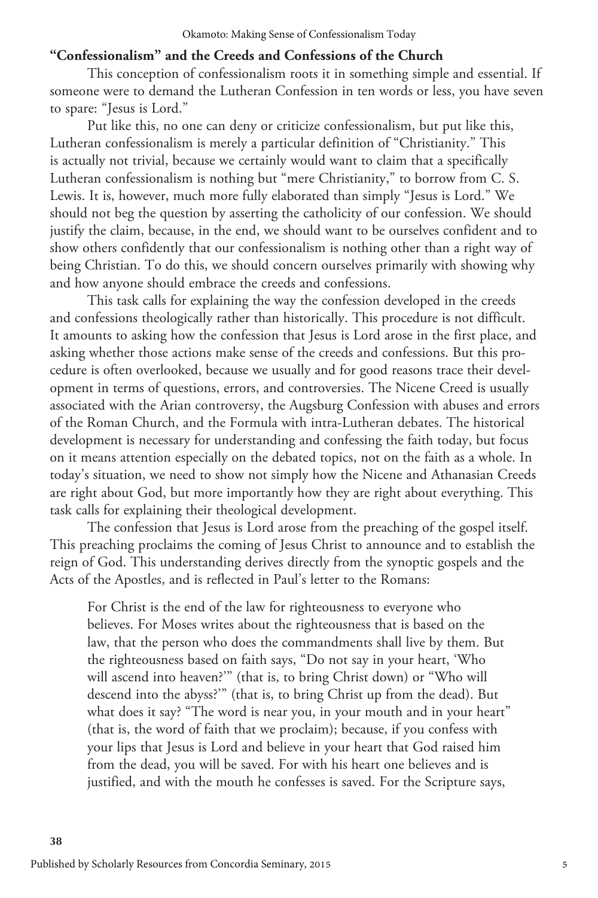## "Confessionalism" and the Creeds and Confessions of the Church

This conception of confessionalism roots it in something simple and essential. If someone were to demand the Lutheran Confession in ten words or less, you have seven to spare: "Jesus is Lord."

Put like this, no one can deny or criticize confessionalism, but put like this, Lutheran confessionalism is merely a particular definition of "Christianity." This is actually not trivial, because we certainly would want to claim that a specifically Lutheran confessionalism is nothing but "mere Christianity," to borrow from C. S. Lewis. It is, however, much more fully elaborated than simply "Jesus is Lord." We should not beg the question by asserting the catholicity of our confession. We should justify the claim, because, in the end, we should want to be ourselves confident and to show others confidently that our confessionalism is nothing other than a right way of being Christian. To do this, we should concern ourselves primarily with showing why and how anyone should embrace the creeds and confessions.

This task calls for explaining the way the confession developed in the creeds and confessions theologically rather than historically. This procedure is not difficult. It amounts to asking how the confession that Jesus is Lord arose in the first place, and asking whether those actions make sense of the creeds and confessions. But this procedure is often overlooked, because we usually and for good reasons trace their development in terms of questions, errors, and controversies. The Nicene Creed is usually associated with the Arian controversy, the Augsburg Confession with abuses and errors of the Roman Church, and the Formula with intra-Lutheran debates. The historical development is necessary for understanding and confessing the faith today, but focus on it means attention especially on the debated topics, not on the faith as a whole. In today's situation, we need to show not simply how the Nicene and Athanasian Creeds are right about God, but more importantly how they are right about everything. This task calls for explaining their theological development.

The confession that Jesus is Lord arose from the preaching of the gospel itself. This preaching proclaims the coming of Jesus Christ to announce and to establish the reign of God. This understanding derives directly from the synoptic gospels and the Acts of the Apostles, and is reflected in Paul's letter to the Romans:

> For Christ is the end of the law for righteousness to everyone who believes. For Moses writes about the righteousness that is based on the law, that the person who does the commandments shall live by them. But the righteousness based on faith says, "Do not say in your heart, 'Who will ascend into heaven?'" (that is, to bring Christ down) or "Who will descend into the abyss?'" (that is, to bring Christ up from the dead). But what does it say? "The word is near you, in your mouth and in your heart" (that is, the word of faith that we proclaim); because, if you confess with your lips that Jesus is Lord and believe in your heart that God raised him from the dead, you will be saved. For with his heart one believes and is justified, and with the mouth he confesses is saved. For the Scripture says,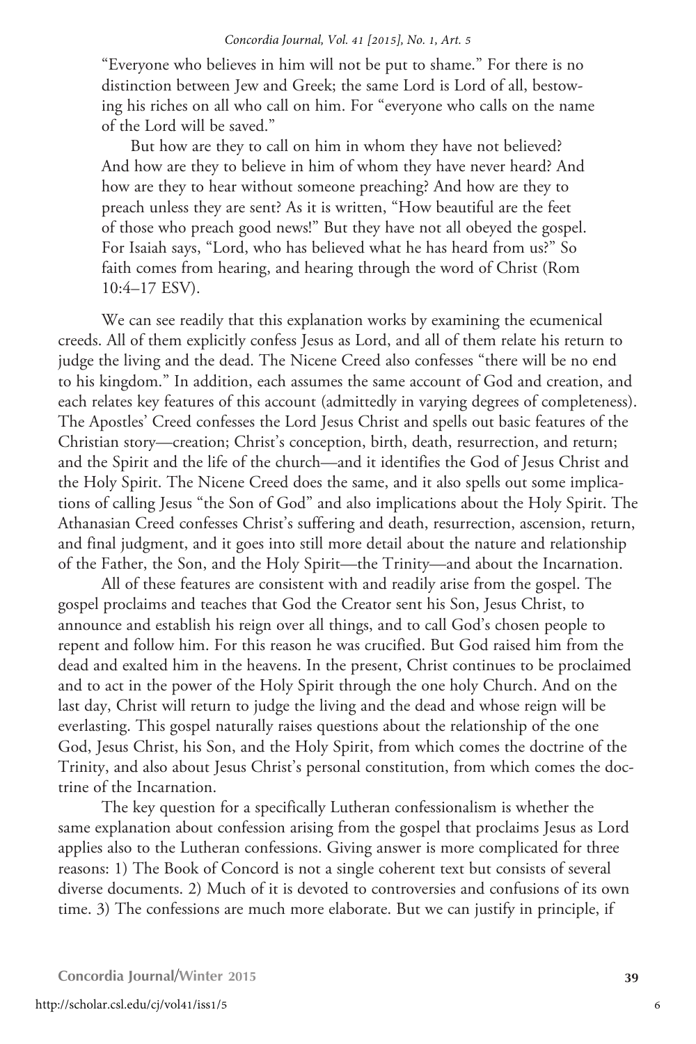"Everyone who believes in him will not be put to shame." For there is no distinction between Jew and Greek; the same Lord is Lord of all, bestowing his riches on all who call on him. For "everyone who calls on the name of the Lord will be saved."

But how are they to call on him in whom they have not believed? And how are they to believe in him of whom they have never heard? And how are they to hear without someone preaching? And how are they to preach unless they are sent? As it is written, "How beautiful are the feet of those who preach good news!" But they have not all obeyed the gospel. For Isaiah says, "Lord, who has believed what he has heard from us?" So faith comes from hearing, and hearing through the word of Christ (Rom 10:4–17 ESV).

We can see readily that this explanation works by examining the ecumenical creeds. All of them explicitly confess Jesus as Lord, and all of them relate his return to judge the living and the dead. The Nicene Creed also confesses "there will be no end to his kingdom." In addition, each assumes the same account of God and creation, and each relates key features of this account (admittedly in varying degrees of completeness). The Apostles' Creed confesses the Lord Jesus Christ and spells out basic features of the Christian story—creation; Christ's conception, birth, death, resurrection, and return; and the Spirit and the life of the church—and it identifies the God of Jesus Christ and the Holy Spirit. The Nicene Creed does the same, and it also spells out some implications of calling Jesus "the Son of God" and also implications about the Holy Spirit. The Athanasian Creed confesses Christ's suffering and death, resurrection, ascension, return, and final judgment, and it goes into still more detail about the nature and relationship of the Father, the Son, and the Holy Spirit—the Trinity—and about the Incarnation.

All of these features are consistent with and readily arise from the gospel. The gospel proclaims and teaches that God the Creator sent his Son, Jesus Christ, to announce and establish his reign over all things, and to call God's chosen people to repent and follow him. For this reason he was crucified. But God raised him from the dead and exalted him in the heavens. In the present, Christ continues to be proclaimed and to act in the power of the Holy Spirit through the one holy Church. And on the last day, Christ will return to judge the living and the dead and whose reign will be everlasting. This gospel naturally raises questions about the relationship of the one God, Jesus Christ, his Son, and the Holy Spirit, from which comes the doctrine of the Trinity, and also about Jesus Christ's personal constitution, from which comes the doctrine of the Incarnation.

The key question for a specifically Lutheran confessionalism is whether the same explanation about confession arising from the gospel that proclaims Jesus as Lord applies also to the Lutheran confessions. Giving answer is more complicated for three reasons: 1) The Book of Concord is not a single coherent text but consists of several diverse documents. 2) Much of it is devoted to controversies and confusions of its own time. 3) The confessions are much more elaborate. But we can justify in principle, if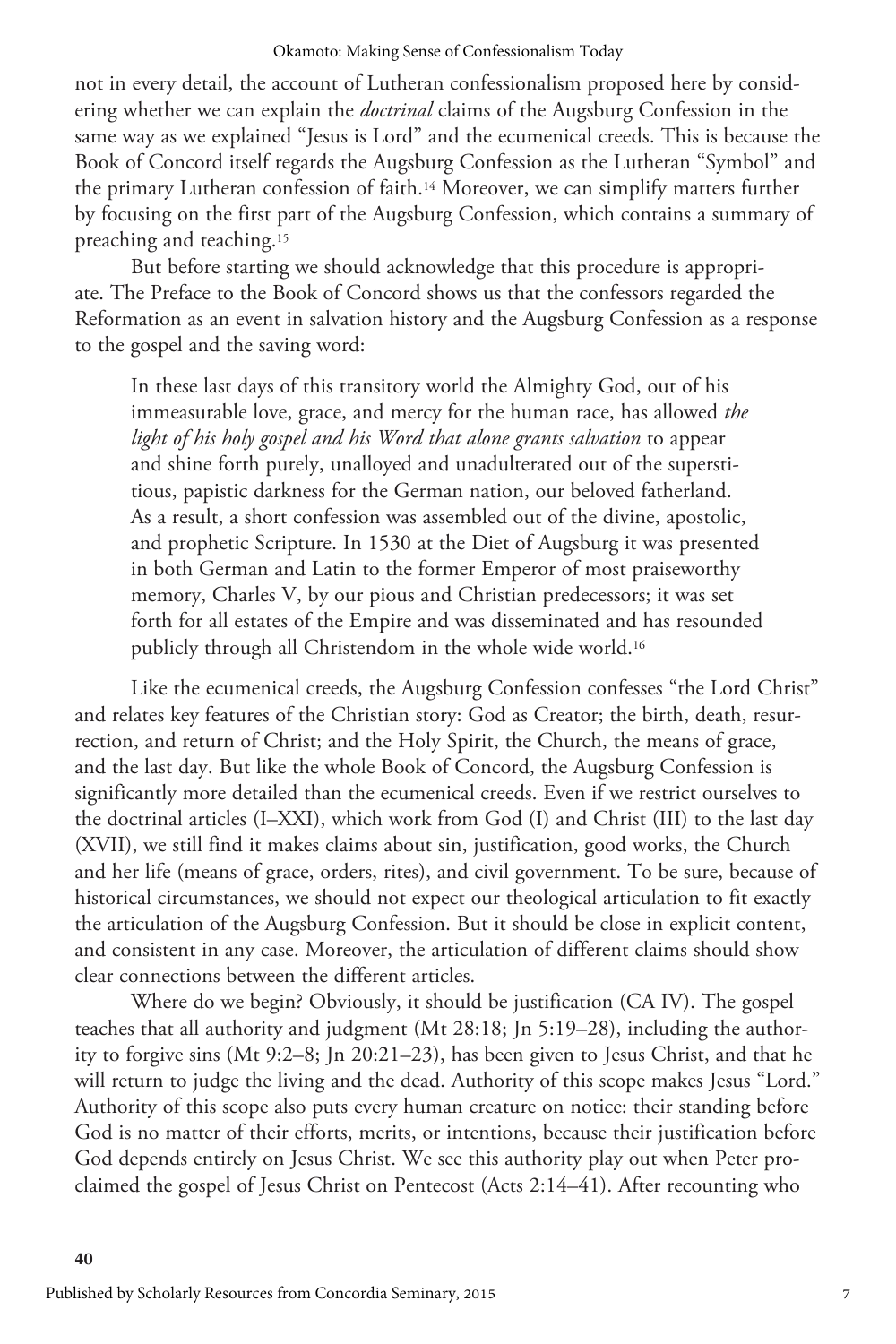not in every detail, the account of Lutheran confessionalism proposed here by considering whether we can explain the *doctrinal* claims of the Augsburg Confession in the same way as we explained "Jesus is Lord" and the ecumenical creeds. This is because the Book of Concord itself regards the Augsburg Confession as the Lutheran "Symbol" and the primary Lutheran confession of faith.[14] Moreover, we can simplify matters further by focusing on the first part of the Augsburg Confession, which contains a summary of preaching and teaching.[15]

But before starting we should acknowledge that this procedure is appropriate. The Preface to the Book of Concord shows us that the confessors regarded the Reformation as an event in salvation history and the Augsburg Confession as a response to the gospel and the saving word:

> In these last days of this transitory world the Almighty God, out of his immeasurable love, grace, and mercy for the human race, has allowed *the light of his holy gospel and his Word that alone grants salvation* to appear and shine forth purely, unalloyed and unadulterated out of the superstitious, papistic darkness for the German nation, our beloved fatherland. As a result, a short confession was assembled out of the divine, apostolic, and prophetic Scripture. In 1530 at the Diet of Augsburg it was presented in both German and Latin to the former Emperor of most praiseworthy memory, Charles V, by our pious and Christian predecessors; it was set forth for all estates of the Empire and was disseminated and has resounded publicly through all Christendom in the whole wide world.[16]

Like the ecumenical creeds, the Augsburg Confession confesses "the Lord Christ" and relates key features of the Christian story: God as Creator; the birth, death, resurrection, and return of Christ; and the Holy Spirit, the Church, the means of grace, and the last day. But like the whole Book of Concord, the Augsburg Confession is significantly more detailed than the ecumenical creeds. Even if we restrict ourselves to the doctrinal articles (I–XXI), which work from God (I) and Christ (III) to the last day (XVII), we still find it makes claims about sin, justification, good works, the Church and her life (means of grace, orders, rites), and civil government. To be sure, because of historical circumstances, we should not expect our theological articulation to fit exactly the articulation of the Augsburg Confession. But it should be close in explicit content, and consistent in any case. Moreover, the articulation of different claims should show clear connections between the different articles.

Where do we begin? Obviously, it should be justification (CA IV). The gospel teaches that all authority and judgment (Mt 28:18; Jn 5:19–28), including the authority to forgive sins (Mt 9:2–8; Jn 20:21–23), has been given to Jesus Christ, and that he will return to judge the living and the dead. Authority of this scope makes Jesus "Lord." Authority of this scope also puts every human creature on notice: their standing before God is no matter of their efforts, merits, or intentions, because their justification before God depends entirely on Jesus Christ. We see this authority play out when Peter proclaimed the gospel of Jesus Christ on Pentecost (Acts 2:14–41). After recounting who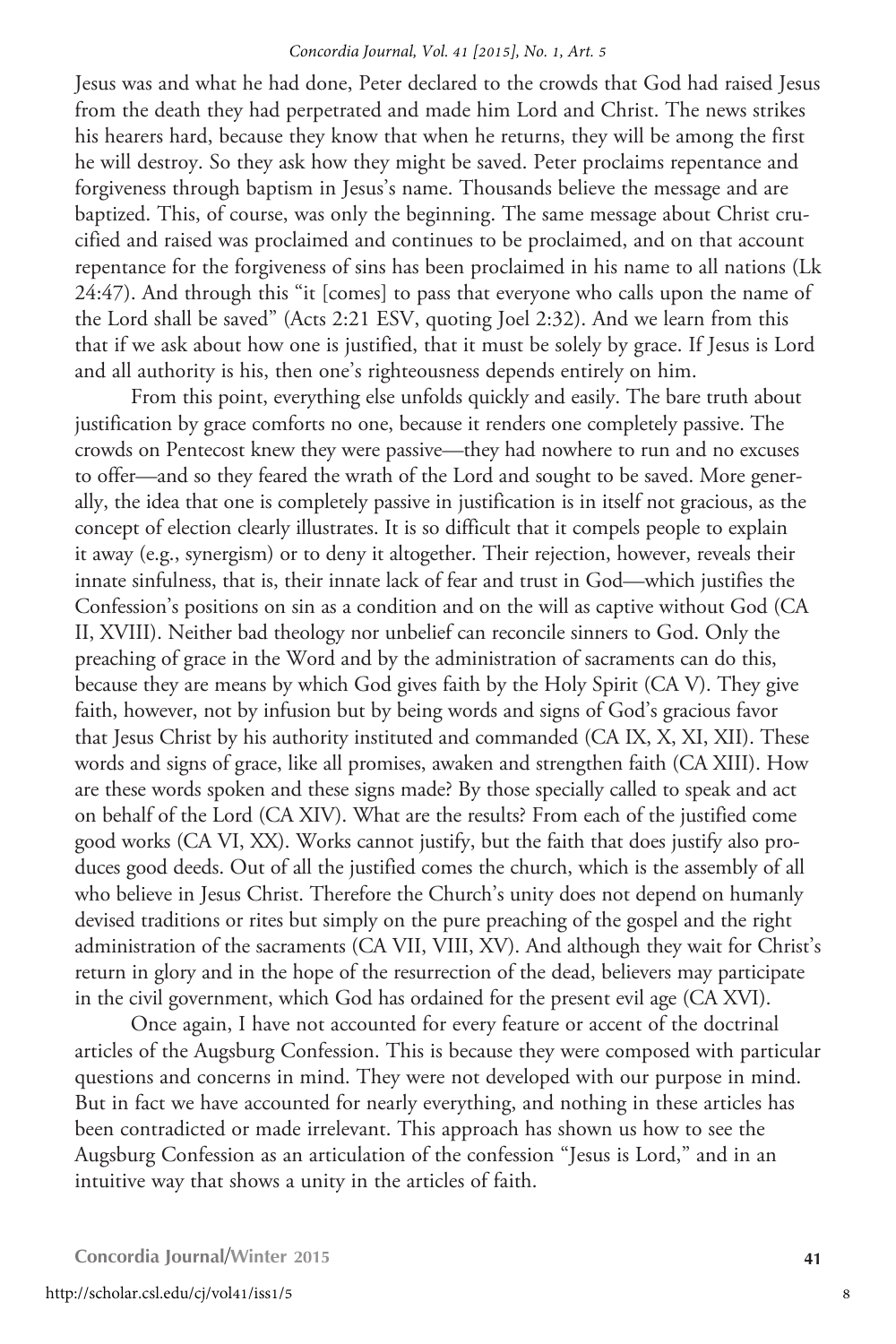Jesus was and what he had done, Peter declared to the crowds that God had raised Jesus from the death they had perpetrated and made him Lord and Christ. The news strikes his hearers hard, because they know that when he returns, they will be among the first he will destroy. So they ask how they might be saved. Peter proclaims repentance and forgiveness through baptism in Jesus's name. Thousands believe the message and are baptized. This, of course, was only the beginning. The same message about Christ crucified and raised was proclaimed and continues to be proclaimed, and on that account repentance for the forgiveness of sins has been proclaimed in his name to all nations (Lk 24:47). And through this "it [comes] to pass that everyone who calls upon the name of the Lord shall be saved" (Acts 2:21 ESV, quoting Joel 2:32). And we learn from this that if we ask about how one is justified, that it must be solely by grace. If Jesus is Lord and all authority is his, then one's righteousness depends entirely on him.

From this point, everything else unfolds quickly and easily. The bare truth about justification by grace comforts no one, because it renders one completely passive. The crowds on Pentecost knew they were passive—they had nowhere to run and no excuses to offer—and so they feared the wrath of the Lord and sought to be saved. More generally, the idea that one is completely passive in justification is in itself not gracious, as the concept of election clearly illustrates. It is so difficult that it compels people to explain it away (e.g., synergism) or to deny it altogether. Their rejection, however, reveals their innate sinfulness, that is, their innate lack of fear and trust in God—which justifies the Confession's positions on sin as a condition and on the will as captive without God (CA II, XVIII). Neither bad theology nor unbelief can reconcile sinners to God. Only the preaching of grace in the Word and by the administration of sacraments can do this, because they are means by which God gives faith by the Holy Spirit (CA V). They give faith, however, not by infusion but by being words and signs of God's gracious favor that Jesus Christ by his authority instituted and commanded (CA IX, X, XI, XII). These words and signs of grace, like all promises, awaken and strengthen faith (CA XIII). How are these words spoken and these signs made? By those specially called to speak and act on behalf of the Lord (CA XIV). What are the results? From each of the justified come good works (CA VI, XX). Works cannot justify, but the faith that does justify also produces good deeds. Out of all the justified comes the church, which is the assembly of all who believe in Jesus Christ. Therefore the Church's unity does not depend on humanly devised traditions or rites but simply on the pure preaching of the gospel and the right administration of the sacraments (CA VII, VIII, XV). And although they wait for Christ's return in glory and in the hope of the resurrection of the dead, believers may participate in the civil government, which God has ordained for the present evil age (CA XVI).

Once again, I have not accounted for every feature or accent of the doctrinal articles of the Augsburg Confession. This is because they were composed with particular questions and concerns in mind. They were not developed with our purpose in mind. But in fact we have accounted for nearly everything, and nothing in these articles has been contradicted or made irrelevant. This approach has shown us how to see the Augsburg Confession as an articulation of the confession "Jesus is Lord," and in an intuitive way that shows a unity in the articles of faith.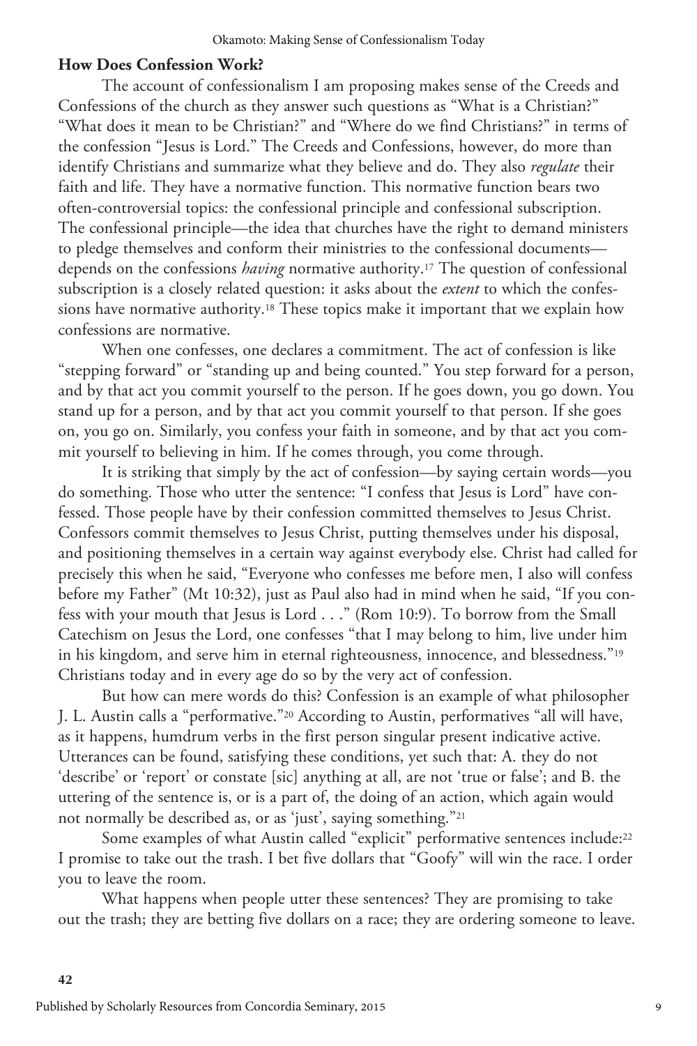### How Does Confession Work?

The account of confessionalism I am proposing makes sense of the Creeds and Confessions of the church as they answer such questions as "What is a Christian?" "What does it mean to be Christian?" and "Where do we find Christians?" in terms of the confession "Jesus is Lord." The Creeds and Confessions, however, do more than identify Christians and summarize what they believe and do. They also *regulate* their faith and life. They have a normative function. This normative function bears two often-controversial topics: the confessional principle and confessional subscription. The confessional principle—the idea that churches have the right to demand ministers to pledge themselves and conform their ministries to the confessional documents—depends on the confessions *having* normative authority.[17] The question of confessional subscription is a closely related question: it asks about the *extent* to which the confessions have normative authority.[18] These topics make it important that we explain how confessions are normative.

When one confesses, one declares a commitment. The act of confession is like "stepping forward" or "standing up and being counted." You step forward for a person, and by that act you commit yourself to the person. If he goes down, you go down. You stand up for a person, and by that act you commit yourself to that person. If she goes on, you go on. Similarly, you confess your faith in someone, and by that act you commit yourself to believing in him. If he comes through, you come through.

It is striking that simply by the act of confession—by saying certain words—you do something. Those who utter the sentence: "I confess that Jesus is Lord" have confessed. Those people have by their confession committed themselves to Jesus Christ. Confessors commit themselves to Jesus Christ, putting themselves under his disposal, and positioning themselves in a certain way against everybody else. Christ had called for precisely this when he said, "Everyone who confesses me before men, I also will confess before my Father" (Mt 10:32), just as Paul also had in mind when he said, "If you confess with your mouth that Jesus is Lord . . ." (Rom 10:9). To borrow from the Small Catechism on Jesus the Lord, one confesses "that I may belong to him, live under him in his kingdom, and serve him in eternal righteousness, innocence, and blessedness."[19] Christians today and in every age do so by the very act of confession.

But how can mere words do this? Confession is an example of what philosopher J. L. Austin calls a "performative."[20] According to Austin, performatives "all will have, as it happens, humdrum verbs in the first person singular present indicative active. Utterances can be found, satisfying these conditions, yet such that: A. they do not 'describe' or 'report' or constate [sic] anything at all, are not 'true or false'; and B. the uttering of the sentence is, or is a part of, the doing of an action, which again would not normally be described as, or as 'just', saying something."[21]

Some examples of what Austin called "explicit" performative sentences include:[22] I promise to take out the trash. I bet five dollars that "Goofy" will win the race. I order you to leave the room.

What happens when people utter these sentences? They are promising to take out the trash; they are betting five dollars on a race; they are ordering someone to leave.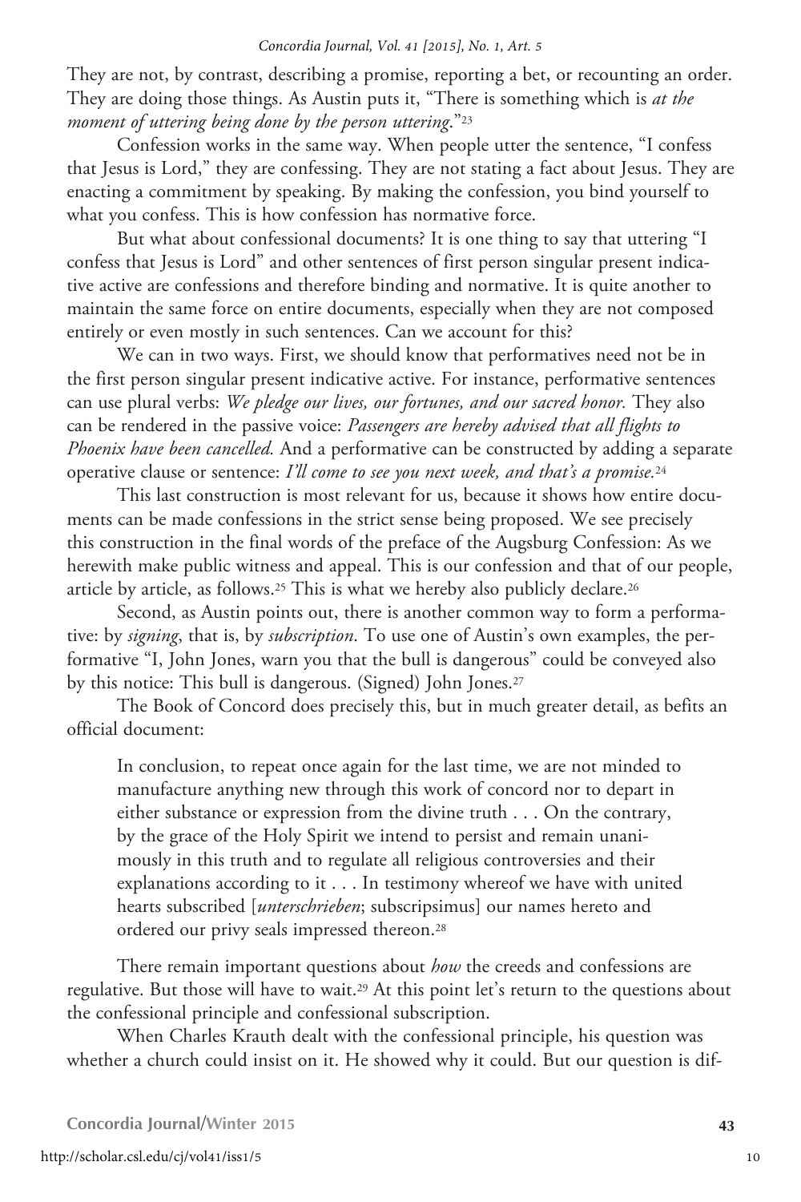They are not, by contrast, describing a promise, reporting a bet, or recounting an order. They are doing those things. As Austin puts it, "There is something which is *at the moment of uttering being done by the person uttering*."[23]

Confession works in the same way. When people utter the sentence, "I confess that Jesus is Lord," they are confessing. They are not stating a fact about Jesus. They are enacting a commitment by speaking. By making the confession, you bind yourself to what you confess. This is how confession has normative force.

But what about confessional documents? It is one thing to say that uttering "I confess that Jesus is Lord" and other sentences of first person singular present indicative active are confessions and therefore binding and normative. It is quite another to maintain the same force on entire documents, especially when they are not composed entirely or even mostly in such sentences. Can we account for this?

We can in two ways. First, we should know that performatives need not be in the first person singular present indicative active. For instance, performative sentences can use plural verbs: *We pledge our lives, our fortunes, and our sacred honor.* They also can be rendered in the passive voice: *Passengers are hereby advised that all flights to Phoenix have been cancelled.* And a performative can be constructed by adding a separate operative clause or sentence: *I'll come to see you next week, and that's a promise.*[24]

This last construction is most relevant for us, because it shows how entire documents can be made confessions in the strict sense being proposed. We see precisely this construction in the final words of the preface of the Augsburg Confession: As we herewith make public witness and appeal. This is our confession and that of our people, article by article, as follows.[25] This is what we hereby also publicly declare.[26]

Second, as Austin points out, there is another common way to form a performative: by *signing*, that is, by *subscription*. To use one of Austin's own examples, the performative "I, John Jones, warn you that the bull is dangerous" could be conveyed also by this notice: This bull is dangerous. (Signed) John Jones.[27]

The Book of Concord does precisely this, but in much greater detail, as befits an official document:

> In conclusion, to repeat once again for the last time, we are not minded to manufacture anything new through this work of concord nor to depart in either substance or expression from the divine truth . . . On the contrary, by the grace of the Holy Spirit we intend to persist and remain unanimously in this truth and to regulate all religious controversies and their explanations according to it . . . In testimony whereof we have with united hearts subscribed [*unterschrieben*; subscripsimus] our names hereto and ordered our privy seals impressed thereon.[28]

There remain important questions about *how* the creeds and confessions are regulative. But those will have to wait.[29] At this point let's return to the questions about the confessional principle and confessional subscription.

When Charles Krauth dealt with the confessional principle, his question was whether a church could insist on it. He showed why it could. But our question is dif-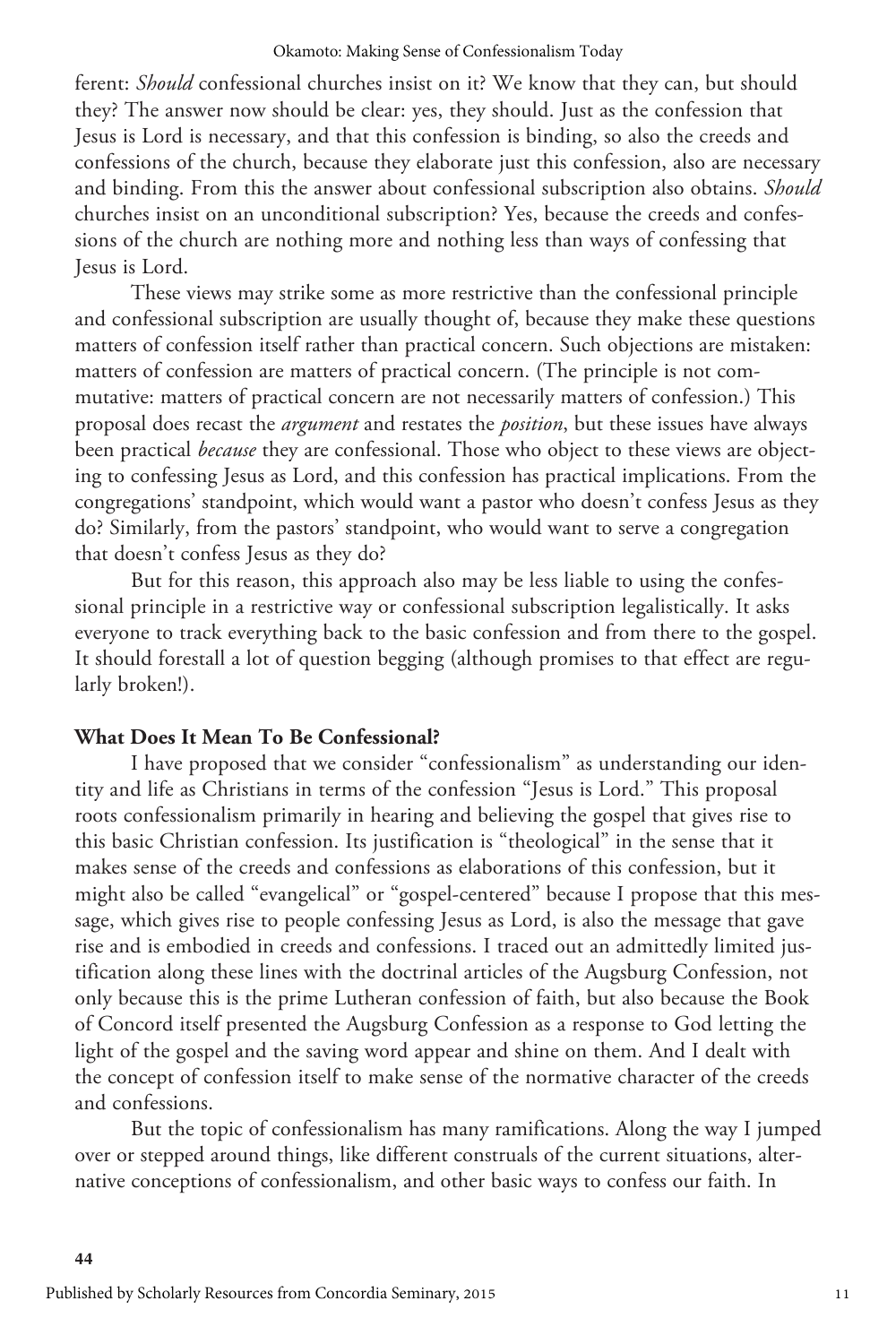ferent: *Should* confessional churches insist on it? We know that they can, but should they? The answer now should be clear: yes, they should. Just as the confession that Jesus is Lord is necessary, and that this confession is binding, so also the creeds and confessions of the church, because they elaborate just this confession, also are necessary and binding. From this the answer about confessional subscription also obtains. *Should* churches insist on an unconditional subscription? Yes, because the creeds and confessions of the church are nothing more and nothing less than ways of confessing that Jesus is Lord.

These views may strike some as more restrictive than the confessional principle and confessional subscription are usually thought of, because they make these questions matters of confession itself rather than practical concern. Such objections are mistaken: matters of confession are matters of practical concern. (The principle is not commutative: matters of practical concern are not necessarily matters of confession.) This proposal does recast the *argument* and restates the *position*, but these issues have always been practical *because* they are confessional. Those who object to these views are objecting to confessing Jesus as Lord, and this confession has practical implications. From the congregations' standpoint, which would want a pastor who doesn't confess Jesus as they do? Similarly, from the pastors' standpoint, who would want to serve a congregation that doesn't confess Jesus as they do?

But for this reason, this approach also may be less liable to using the confessional principle in a restrictive way or confessional subscription legalistically. It asks everyone to track everything back to the basic confession and from there to the gospel. It should forestall a lot of question begging (although promises to that effect are regularly broken!).

## What Does It Mean To Be Confessional?

I have proposed that we consider "confessionalism" as understanding our identity and life as Christians in terms of the confession "Jesus is Lord." This proposal roots confessionalism primarily in hearing and believing the gospel that gives rise to this basic Christian confession. Its justification is "theological" in the sense that it makes sense of the creeds and confessions as elaborations of this confession, but it might also be called "evangelical" or "gospel-centered" because I propose that this message, which gives rise to people confessing Jesus as Lord, is also the message that gave rise and is embodied in creeds and confessions. I traced out an admittedly limited justification along these lines with the doctrinal articles of the Augsburg Confession, not only because this is the prime Lutheran confession of faith, but also because the Book of Concord itself presented the Augsburg Confession as a response to God letting the light of the gospel and the saving word appear and shine on them. And I dealt with the concept of confession itself to make sense of the normative character of the creeds and confessions.

But the topic of confessionalism has many ramifications. Along the way I jumped over or stepped around things, like different construals of the current situations, alternative conceptions of confessionalism, and other basic ways to confess our faith. In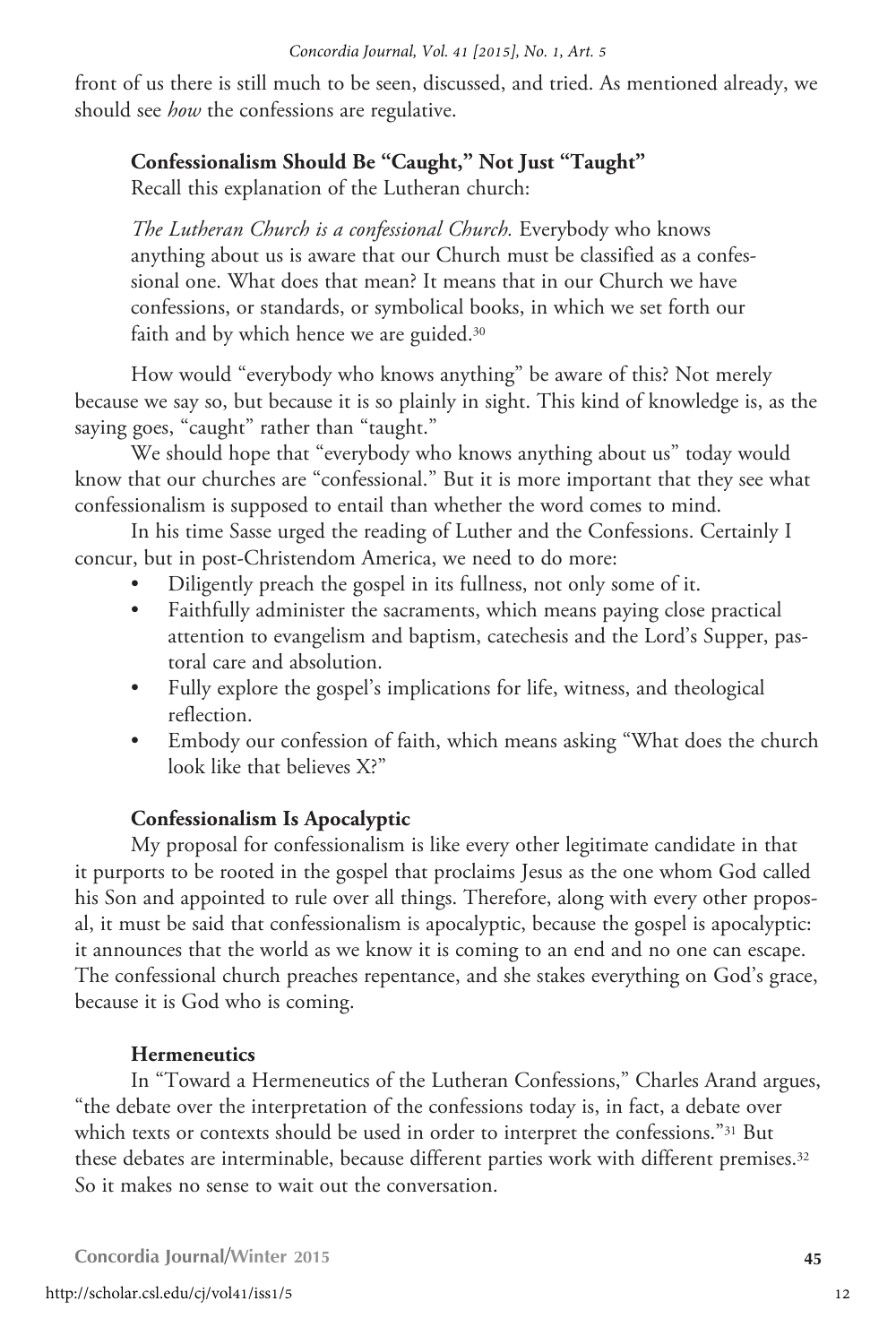front of us there is still much to be seen, discussed, and tried. As mentioned already, we should see *how* the confessions are regulative.

### Confessionalism Should Be "Caught," Not Just "Taught"

Recall this explanation of the Lutheran church:

> *The Lutheran Church is a confessional Church.* Everybody who knows anything about us is aware that our Church must be classified as a confessional one. What does that mean? It means that in our Church we have confessions, or standards, or symbolical books, in which we set forth our faith and by which hence we are guided.[30]

How would "everybody who knows anything" be aware of this? Not merely because we say so, but because it is so plainly in sight. This kind of knowledge is, as the saying goes, "caught" rather than "taught."

We should hope that "everybody who knows anything about us" today would know that our churches are "confessional." But it is more important that they see what confessionalism is supposed to entail than whether the word comes to mind.

In his time Sasse urged the reading of Luther and the Confessions. Certainly I concur, but in post-Christendom America, we need to do more:

- Diligently preach the gospel in its fullness, not only some of it.
- Faithfully administer the sacraments, which means paying close practical attention to evangelism and baptism, catechesis and the Lord's Supper, pastoral care and absolution.
- Fully explore the gospel's implications for life, witness, and theological reflection.
- Embody our confession of faith, which means asking "What does the church look like that believes X?"

### Confessionalism Is Apocalyptic

My proposal for confessionalism is like every other legitimate candidate in that it purports to be rooted in the gospel that proclaims Jesus as the one whom God called his Son and appointed to rule over all things. Therefore, along with every other proposal, it must be said that confessionalism is apocalyptic, because the gospel is apocalyptic: it announces that the world as we know it is coming to an end and no one can escape. The confessional church preaches repentance, and she stakes everything on God's grace, because it is God who is coming.

### Hermeneutics

In "Toward a Hermeneutics of the Lutheran Confessions," Charles Arand argues, "the debate over the interpretation of the confessions today is, in fact, a debate over which texts or contexts should be used in order to interpret the confessions."[31] But these debates are interminable, because different parties work with different premises.[32] So it makes no sense to wait out the conversation.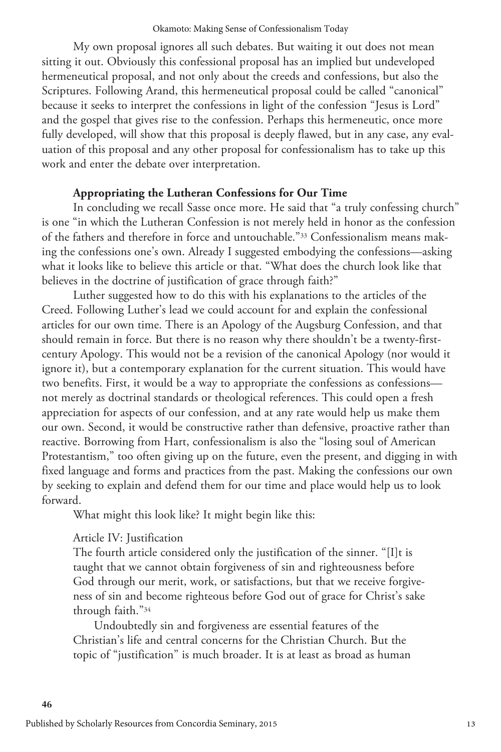My own proposal ignores all such debates. But waiting it out does not mean sitting it out. Obviously this confessional proposal has an implied but undeveloped hermeneutical proposal, and not only about the creeds and confessions, but also the Scriptures. Following Arand, this hermeneutical proposal could be called "canonical" because it seeks to interpret the confessions in light of the confession "Jesus is Lord" and the gospel that gives rise to the confession. Perhaps this hermeneutic, once more fully developed, will show that this proposal is deeply flawed, but in any case, any evaluation of this proposal and any other proposal for confessionalism has to take up this work and enter the debate over interpretation.

### Appropriating the Lutheran Confessions for Our Time

In concluding we recall Sasse once more. He said that "a truly confessing church" is one "in which the Lutheran Confession is not merely held in honor as the confession of the fathers and therefore in force and untouchable."[33] Confessionalism means making the confessions one's own. Already I suggested embodying the confessions—asking what it looks like to believe this article or that. "What does the church look like that believes in the doctrine of justification of grace through faith?"

Luther suggested how to do this with his explanations to the articles of the Creed. Following Luther's lead we could account for and explain the confessional articles for our own time. There is an Apology of the Augsburg Confession, and that should remain in force. But there is no reason why there shouldn't be a twenty-first-century Apology. This would not be a revision of the canonical Apology (nor would it ignore it), but a contemporary explanation for the current situation. This would have two benefits. First, it would be a way to appropriate the confessions as confessions—not merely as doctrinal standards or theological references. This could open a fresh appreciation for aspects of our confession, and at any rate would help us make them our own. Second, it would be constructive rather than defensive, proactive rather than reactive. Borrowing from Hart, confessionalism is also the "losing soul of American Protestantism," too often giving up on the future, even the present, and digging in with fixed language and forms and practices from the past. Making the confessions our own by seeking to explain and defend them for our time and place would help us to look forward.

What might this look like? It might begin like this:

> Article IV: Justification
>
> The fourth article considered only the justification of the sinner. "[I]t is taught that we cannot obtain forgiveness of sin and righteousness before God through our merit, work, or satisfactions, but that we receive forgiveness of sin and become righteous before God out of grace for Christ's sake through faith."[34]
>
> Undoubtedly sin and forgiveness are essential features of the Christian's life and central concerns for the Christian Church. But the topic of "justification" is much broader. It is at least as broad as human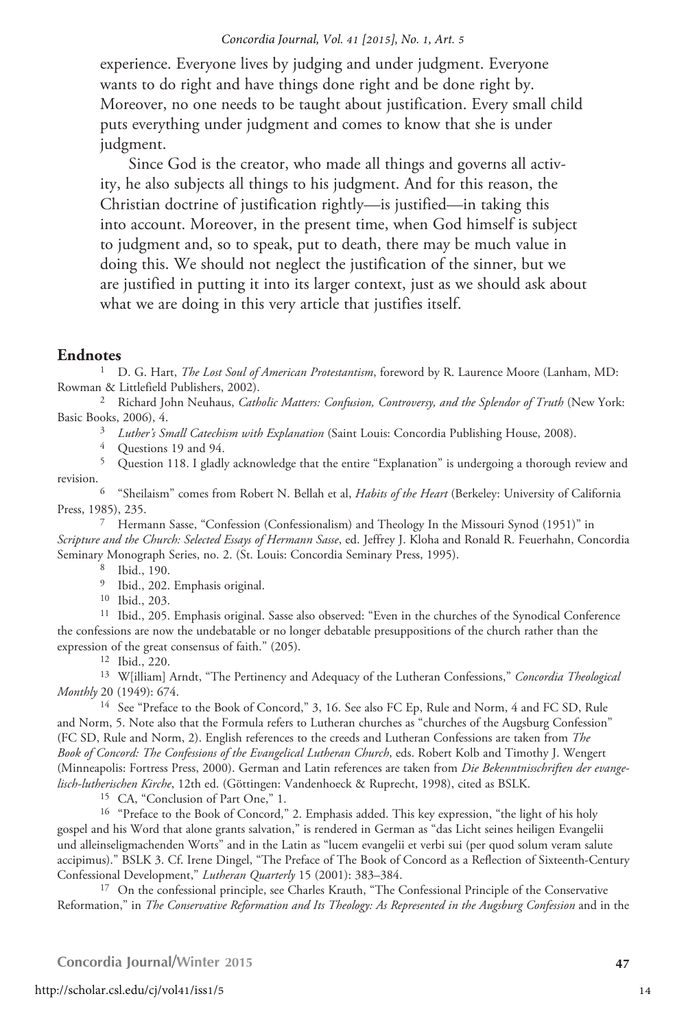experience. Everyone lives by judging and under judgment. Everyone wants to do right and have things done right and be done right by. Moreover, no one needs to be taught about justification. Every small child puts everything under judgment and comes to know that she is under judgment.

Since God is the creator, who made all things and governs all activity, he also subjects all things to his judgment. And for this reason, the Christian doctrine of justification rightly—is justified—in taking this into account. Moreover, in the present time, when God himself is subject to judgment and, so to speak, put to death, there may be much value in doing this. We should not neglect the justification of the sinner, but we are justified in putting it into its larger context, just as we should ask about what we are doing in this very article that justifies itself.

## Endnotes

1 D. G. Hart, *The Lost Soul of American Protestantism*, foreword by R. Laurence Moore (Lanham, MD: Rowman & Littlefield Publishers, 2002).

2 Richard John Neuhaus, *Catholic Matters: Confusion, Controversy, and the Splendor of Truth* (New York: Basic Books, 2006), 4.

3 *Luther's Small Catechism with Explanation* (Saint Louis: Concordia Publishing House, 2008).

4 Questions 19 and 94.

5 Question 118. I gladly acknowledge that the entire "Explanation" is undergoing a thorough review and revision.

6 "Sheilaism" comes from Robert N. Bellah et al, *Habits of the Heart* (Berkeley: University of California Press, 1985), 235.

7 Hermann Sasse, "Confession (Confessionalism) and Theology In the Missouri Synod (1951)" in *Scripture and the Church: Selected Essays of Hermann Sasse*, ed. Jeffrey J. Kloha and Ronald R. Feuerhahn, Concordia Seminary Monograph Series, no. 2. (St. Louis: Concordia Seminary Press, 1995).

8 Ibid., 190.

9 Ibid., 202. Emphasis original.

10 Ibid., 203.

11 Ibid., 205. Emphasis original. Sasse also observed: "Even in the churches of the Synodical Conference the confessions are now the undebatable or no longer debatable presuppositions of the church rather than the expression of the great consensus of faith." (205).

12 Ibid., 220.

13 W[illiam] Arndt, "The Pertinency and Adequacy of the Lutheran Confessions," *Concordia Theological Monthly* 20 (1949): 674.

14 See "Preface to the Book of Concord," 3, 16. See also FC Ep, Rule and Norm, 4 and FC SD, Rule and Norm, 5. Note also that the Formula refers to Lutheran churches as "churches of the Augsburg Confession" (FC SD, Rule and Norm, 2). English references to the creeds and Lutheran Confessions are taken from *The Book of Concord: The Confessions of the Evangelical Lutheran Church*, eds. Robert Kolb and Timothy J. Wengert (Minneapolis: Fortress Press, 2000). German and Latin references are taken from *Die Bekenntnisschriften der evangelisch-lutherischen Kirche*, 12th ed. (Göttingen: Vandenhoeck & Ruprecht, 1998), cited as BSLK.

15 CA, "Conclusion of Part One," 1.

16 "Preface to the Book of Concord," 2. Emphasis added. This key expression, "the light of his holy gospel and his Word that alone grants salvation," is rendered in German as "das Licht seines heiligen Evangelii und alleinseligmachenden Worts" and in the Latin as "lucem evangelii et verbi sui (per quod solum veram salute accipimus)." BSLK 3. Cf. Irene Dingel, "The Preface of The Book of Concord as a Reflection of Sixteenth-Century Confessional Development," *Lutheran Quarterly* 15 (2001): 383–384.

17 On the confessional principle, see Charles Krauth, "The Confessional Principle of the Conservative Reformation," in *The Conservative Reformation and Its Theology: As Represented in the Augsburg Confession* and in the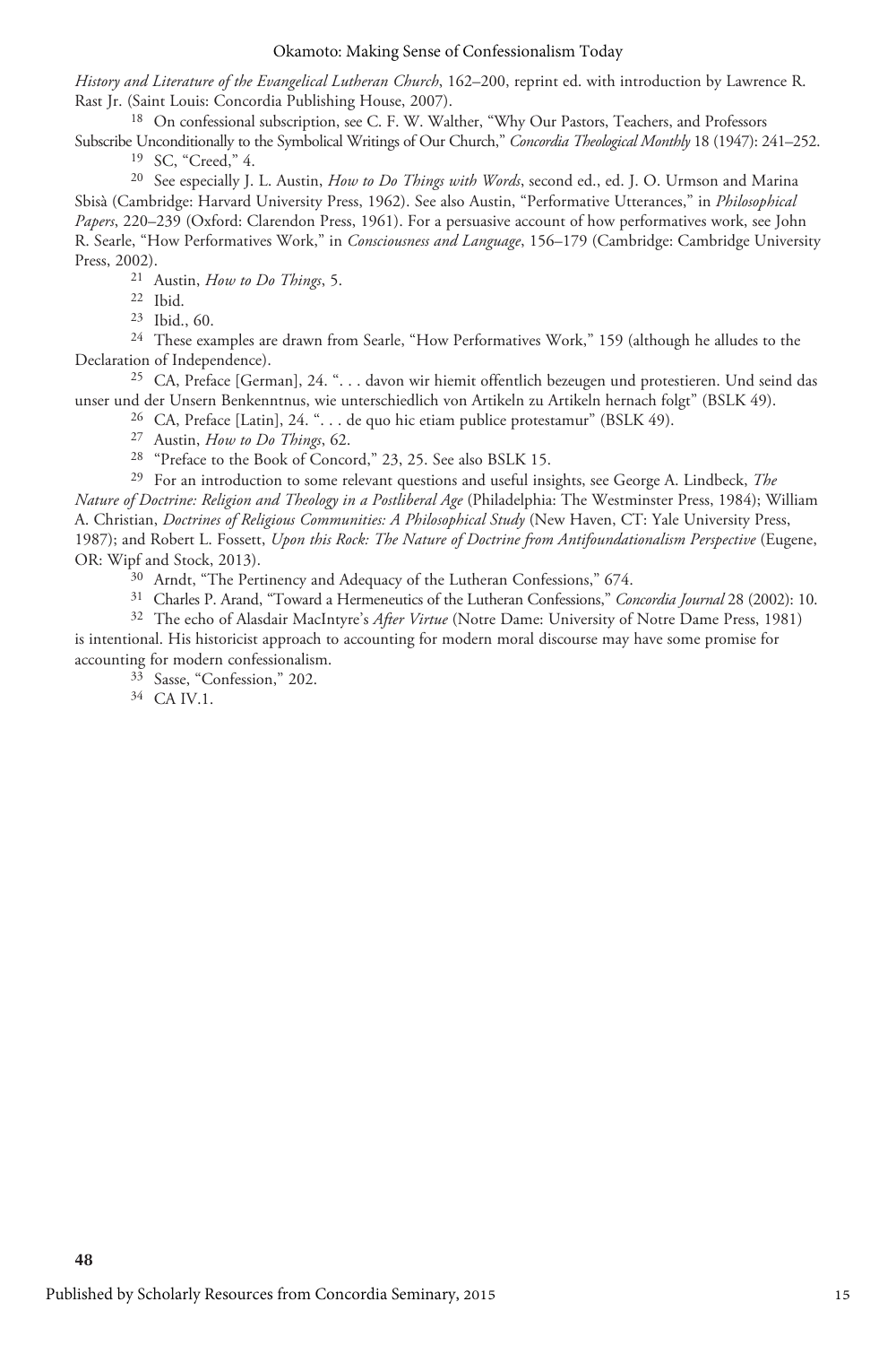*History and Literature of the Evangelical Lutheran Church*, 162–200, reprint ed. with introduction by Lawrence R. Rast Jr. (Saint Louis: Concordia Publishing House, 2007).

[18] On confessional subscription, see C. F. W. Walther, "Why Our Pastors, Teachers, and Professors Subscribe Unconditionally to the Symbolical Writings of Our Church," *Concordia Theological Monthly* 18 (1947): 241–252.

[19] SC, "Creed," 4.

[20] See especially J. L. Austin, *How to Do Things with Words*, second ed., ed. J. O. Urmson and Marina Sbisà (Cambridge: Harvard University Press, 1962). See also Austin, "Performative Utterances," in *Philosophical Papers*, 220–239 (Oxford: Clarendon Press, 1961). For a persuasive account of how performatives work, see John R. Searle, "How Performatives Work," in *Consciousness and Language*, 156–179 (Cambridge: Cambridge University Press, 2002).

[21] Austin, *How to Do Things*, 5.

[22] Ibid.

[23] Ibid., 60.

[24] These examples are drawn from Searle, "How Performatives Work," 159 (although he alludes to the Declaration of Independence).

[25] CA, Preface [German], 24. ". . . davon wir hiemit offentlich bezeugen und protestieren. Und seind das unser und der Unsern Benkenntnus, wie unterschiedlich von Artikeln zu Artikeln hernach folgt" (BSLK 49).

[26] CA, Preface [Latin], 24. ". . . de quo hic etiam publice protestamur" (BSLK 49).

[27] Austin, *How to Do Things*, 62.

[28] "Preface to the Book of Concord," 23, 25. See also BSLK 15.

[29] For an introduction to some relevant questions and useful insights, see George A. Lindbeck, *The Nature of Doctrine: Religion and Theology in a Postliberal Age* (Philadelphia: The Westminster Press, 1984); William A. Christian, *Doctrines of Religious Communities: A Philosophical Study* (New Haven, CT: Yale University Press, 1987); and Robert L. Fossett, *Upon this Rock: The Nature of Doctrine from Antifoundationalism Perspective* (Eugene, OR: Wipf and Stock, 2013).

[30] Arndt, "The Pertinency and Adequacy of the Lutheran Confessions," 674.

[31] Charles P. Arand, "Toward a Hermeneutics of the Lutheran Confessions," *Concordia Journal* 28 (2002): 10.

[32] The echo of Alasdair MacIntyre's *After Virtue* (Notre Dame: University of Notre Dame Press, 1981) is intentional. His historicist approach to accounting for modern moral discourse may have some promise for accounting for modern confessionalism.

[33] Sasse, "Confession," 202.

[34] CA IV.1.